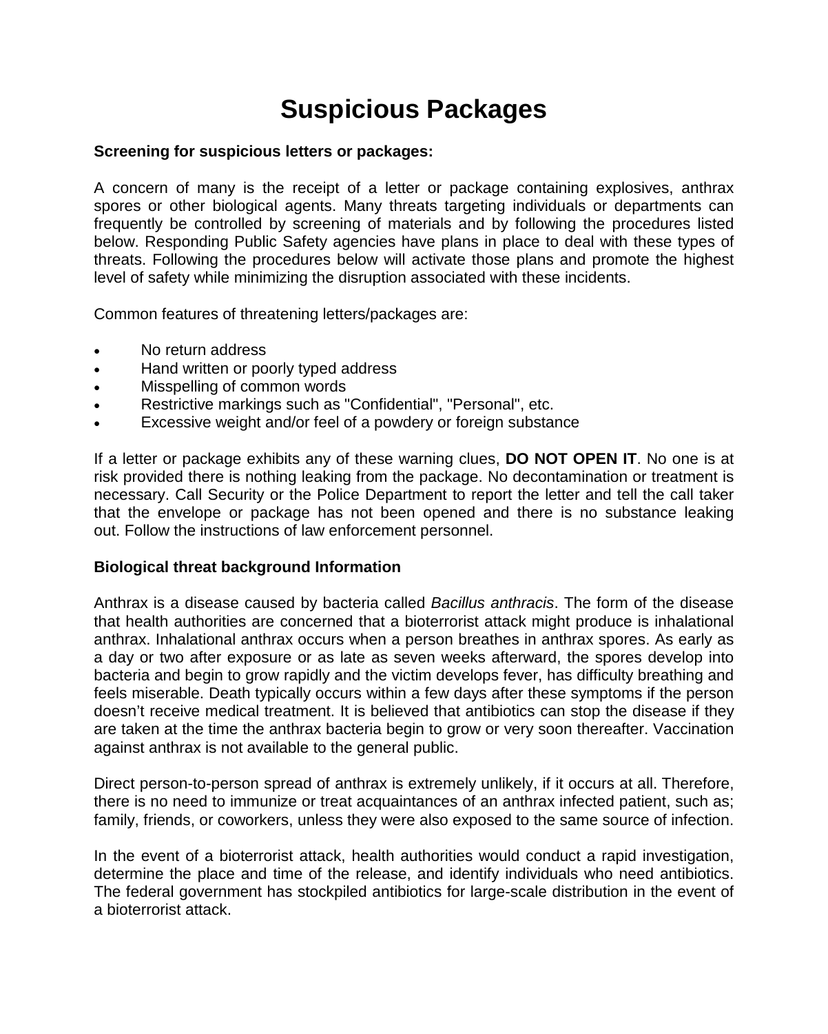# Suspicious Packages

**Screening for suspicious letters or packages:**

A concern of many is the receipt of a letter or package containing explosives, anthrax spores or other biological agents. Many threats targeting individuals or departments can frequently be controlled by screening of materials and by following the procedures listed below. Responding Public Safety agencies have plans in place to deal with these types of threats. Following the procedures below will activate those plans and promote the highest level of safety while minimizing the disruption associated with these incidents.

Common features of threatening letters/packages are:

- No return address
- Hand written or poorly typed address
- Misspelling of common words
- Restrictive markings such as "Confidential", "Personal", etc.
- Excessive weight and/or feel of a powdery or foreign substance

If a letter or package exhibits any of these warning clues, **DO NOT OPEN IT**. No one is at risk provided there is nothing leaking from the package. No decontamination or treatment is necessary. Call Security or the Police Department to report the letter and tell the call taker that the envelope or package has not been opened and there is no substance leaking out. Follow the instructions of law enforcement personnel.

**Biological threat background Information**

Anthrax is a disease caused by bacteria called *Bacillus anthracis*. The form of the disease that health authorities are concerned that a bioterrorist attack might produce is inhalational anthrax. Inhalational anthrax occurs when a person breathes in anthrax spores. As early as a day or two after exposure or as late as seven weeks afterward, the spores develop into bacteria and begin to grow rapidly and the victim develops fever, has difficulty breathing and feels miserable. Death typically occurs within a few days after these symptoms if the person doesn't receive medical treatment. It is believed that antibiotics can stop the disease if they are taken at the time the anthrax bacteria begin to grow or very soon thereafter. Vaccination against anthrax is not available to the general public.

Direct person-to-person spread of anthrax is extremely unlikely, if it occurs at all. Therefore, there is no need to immunize or treat acquaintances of an anthrax infected patient, such as; family, friends, or coworkers, unless they were also exposed to the same source of infection.

In the event of a bioterrorist attack, health authorities would conduct a rapid investigation, determine the place and time of the release, and identify individuals who need antibiotics. The federal government has stockpiled antibiotics for large-scale distribution in the event of a bioterrorist attack.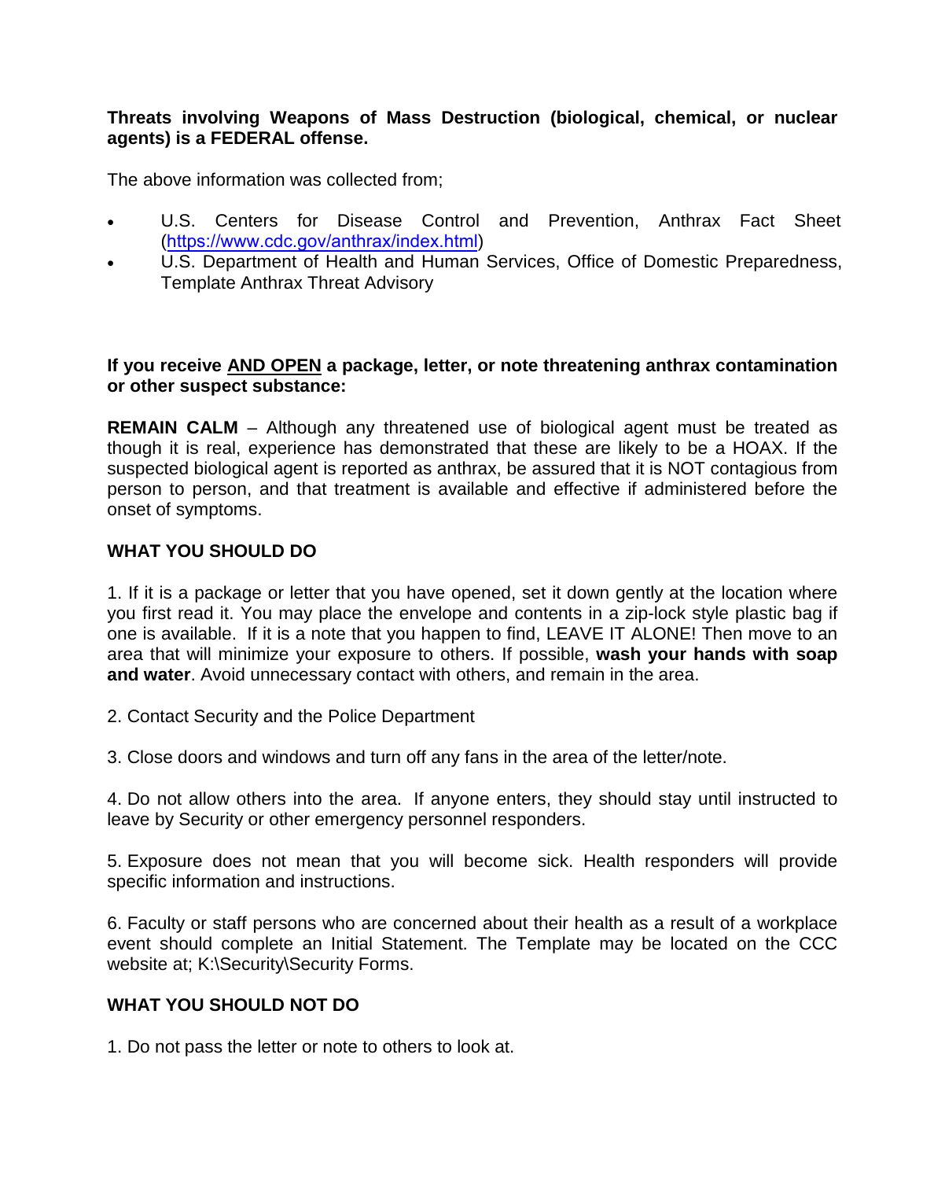**Threats involving Weapons of Mass Destruction (biological, chemical, or nuclear agents) is a FEDERAL offense.**

The above information was collected from;

- U.S. Centers for Disease Control and Prevention, Anthrax Fact Sheet (https://www.cdc.gov/anthrax/index.html)
- U.S. Department of Health and Human Services, Office of Domestic Preparedness, Template Anthrax Threat Advisory

**If you receive <u>AND OPEN</u> a package, letter, or note threatening anthrax contamination or other suspect substance:**

**REMAIN CALM** – Although any threatened use of biological agent must be treated as though it is real, experience has demonstrated that these are likely to be a HOAX. If the suspected biological agent is reported as anthrax, be assured that it is NOT contagious from person to person, and that treatment is available and effective if administered before the onset of symptoms.

**WHAT YOU SHOULD DO**

1. If it is a package or letter that you have opened, set it down gently at the location where you first read it. You may place the envelope and contents in a zip-lock style plastic bag if one is available. If it is a note that you happen to find, LEAVE IT ALONE! Then move to an area that will minimize your exposure to others. If possible, **wash your hands with soap and water**. Avoid unnecessary contact with others, and remain in the area.

2. Contact Security and the Police Department

3. Close doors and windows and turn off any fans in the area of the letter/note.

4. Do not allow others into the area. If anyone enters, they should stay until instructed to leave by Security or other emergency personnel responders.

5. Exposure does not mean that you will become sick. Health responders will provide specific information and instructions.

6. Faculty or staff persons who are concerned about their health as a result of a workplace event should complete an Initial Statement. The Template may be located on the CCC website at; K:\Security\Security Forms.

**WHAT YOU SHOULD NOT DO**

1. Do not pass the letter or note to others to look at.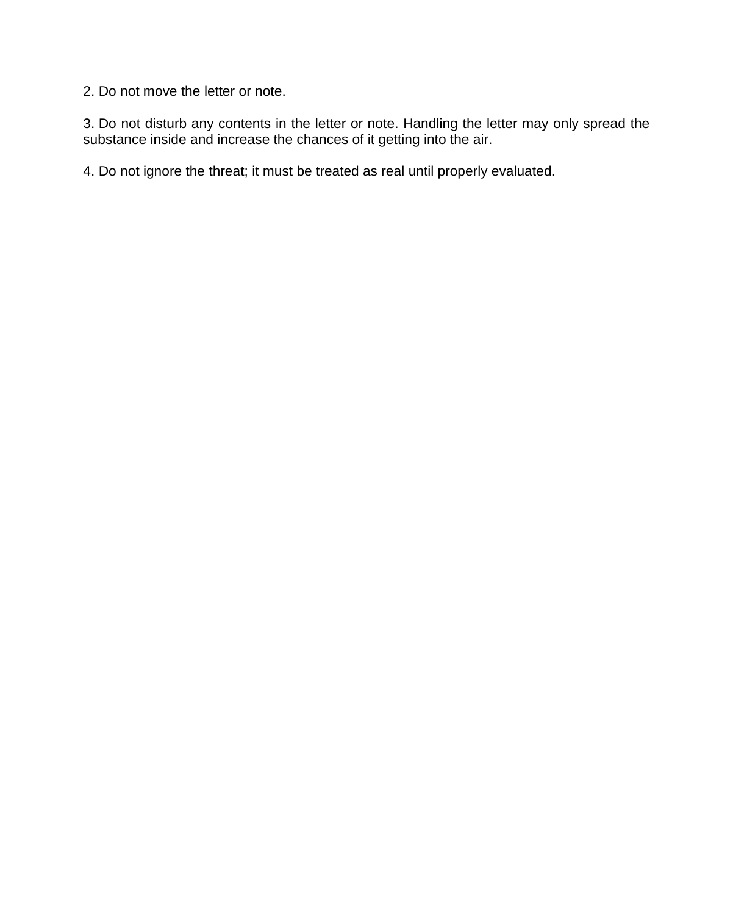2. Do not move the letter or note.

3. Do not disturb any contents in the letter or note. Handling the letter may only spread the substance inside and increase the chances of it getting into the air.

4. Do not ignore the threat; it must be treated as real until properly evaluated.